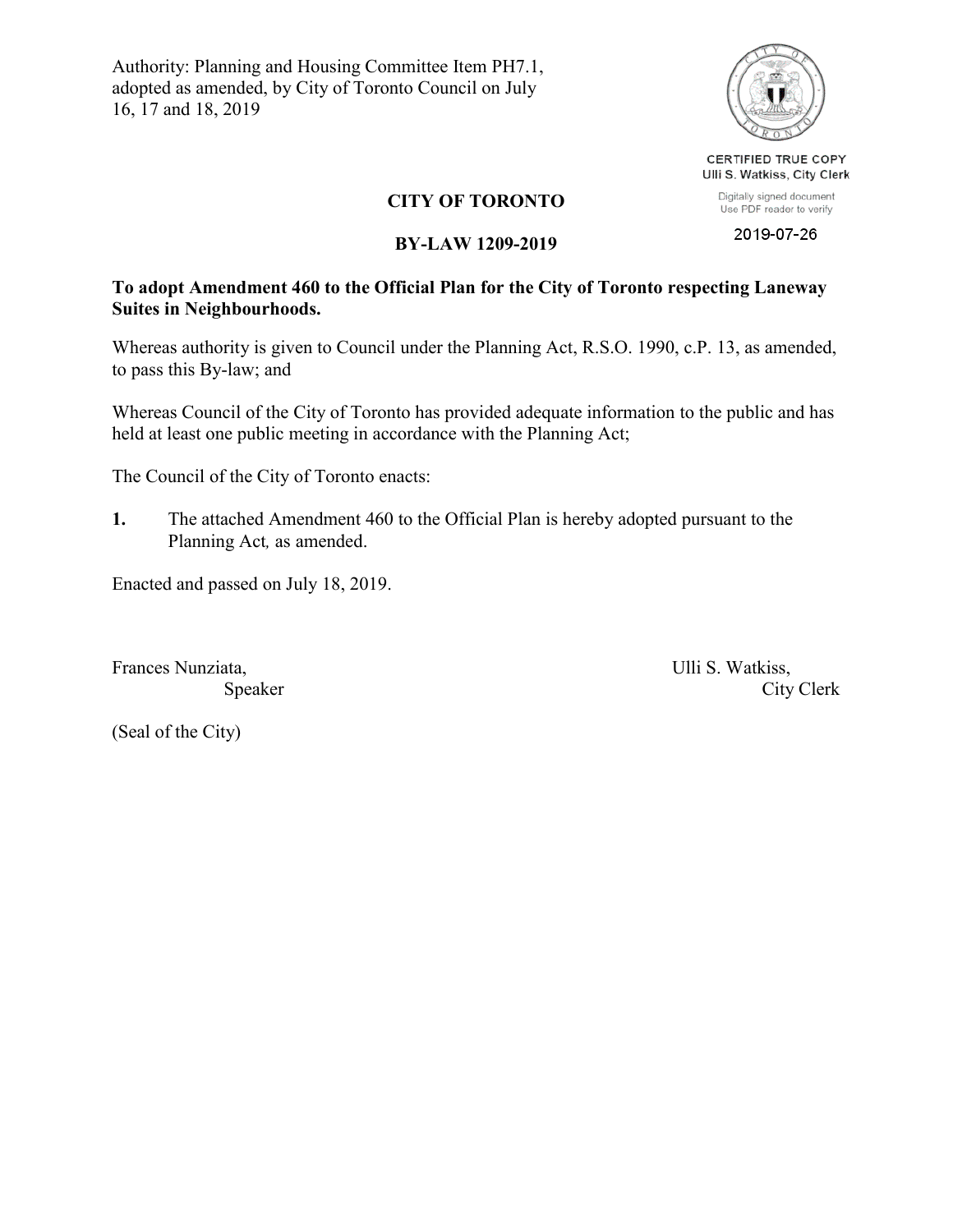Authority: Planning and Housing Committee Item PH7.1, adopted as amended, by City of Toronto Council on July 16, 17 and 18, 2019

CERTIFIED TRUE COPY
Ulli S. Watkiss, City Clerk

Digitally signed document
Use PDF reader to verify

2019-07-26

# CITY OF TORONTO

# BY-LAW 1209-2019

**To adopt Amendment 460 to the Official Plan for the City of Toronto respecting Laneway Suites in Neighbourhoods.**

Whereas authority is given to Council under the Planning Act, R.S.O. 1990, c.P. 13, as amended, to pass this By-law; and

Whereas Council of the City of Toronto has provided adequate information to the public and has held at least one public meeting in accordance with the Planning Act;

The Council of the City of Toronto enacts:

**1.** The attached Amendment 460 to the Official Plan is hereby adopted pursuant to the Planning Act*,* as amended.

Enacted and passed on July 18, 2019.

Frances Nunziata,
Speaker

Ulli S. Watkiss,
City Clerk

(Seal of the City)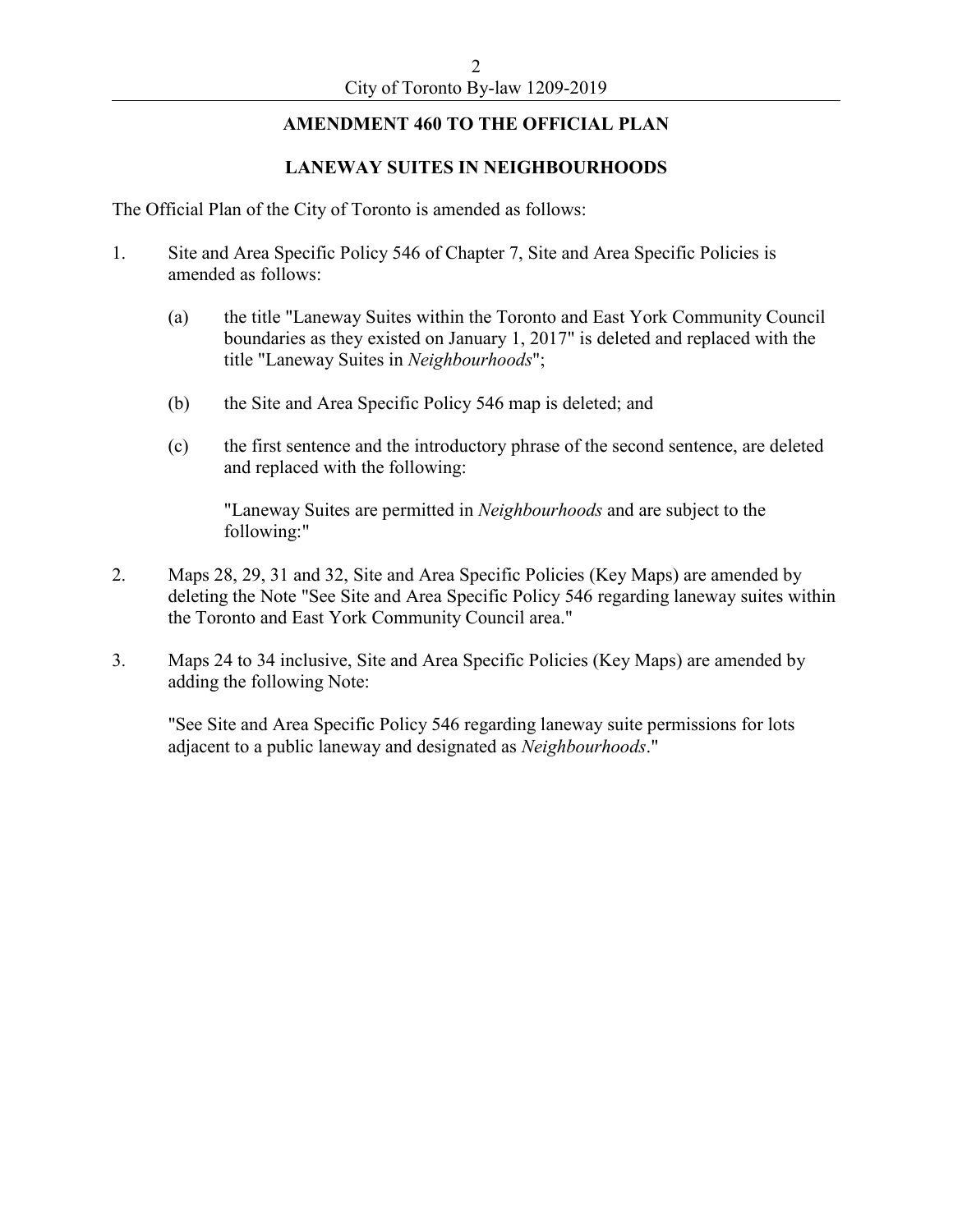# AMENDMENT 460 TO THE OFFICIAL PLAN

## LANEWAY SUITES IN NEIGHBOURHOODS

The Official Plan of the City of Toronto is amended as follows:

1. Site and Area Specific Policy 546 of Chapter 7, Site and Area Specific Policies is amended as follows:

   (a) the title "Laneway Suites within the Toronto and East York Community Council boundaries as they existed on January 1, 2017" is deleted and replaced with the title "Laneway Suites in *Neighbourhoods*";

   (b) the Site and Area Specific Policy 546 map is deleted; and

   (c) the first sentence and the introductory phrase of the second sentence, are deleted and replaced with the following:

   "Laneway Suites are permitted in *Neighbourhoods* and are subject to the following:"

2. Maps 28, 29, 31 and 32, Site and Area Specific Policies (Key Maps) are amended by deleting the Note "See Site and Area Specific Policy 546 regarding laneway suites within the Toronto and East York Community Council area."

3. Maps 24 to 34 inclusive, Site and Area Specific Policies (Key Maps) are amended by adding the following Note:

   "See Site and Area Specific Policy 546 regarding laneway suite permissions for lots adjacent to a public laneway and designated as *Neighbourhoods*."